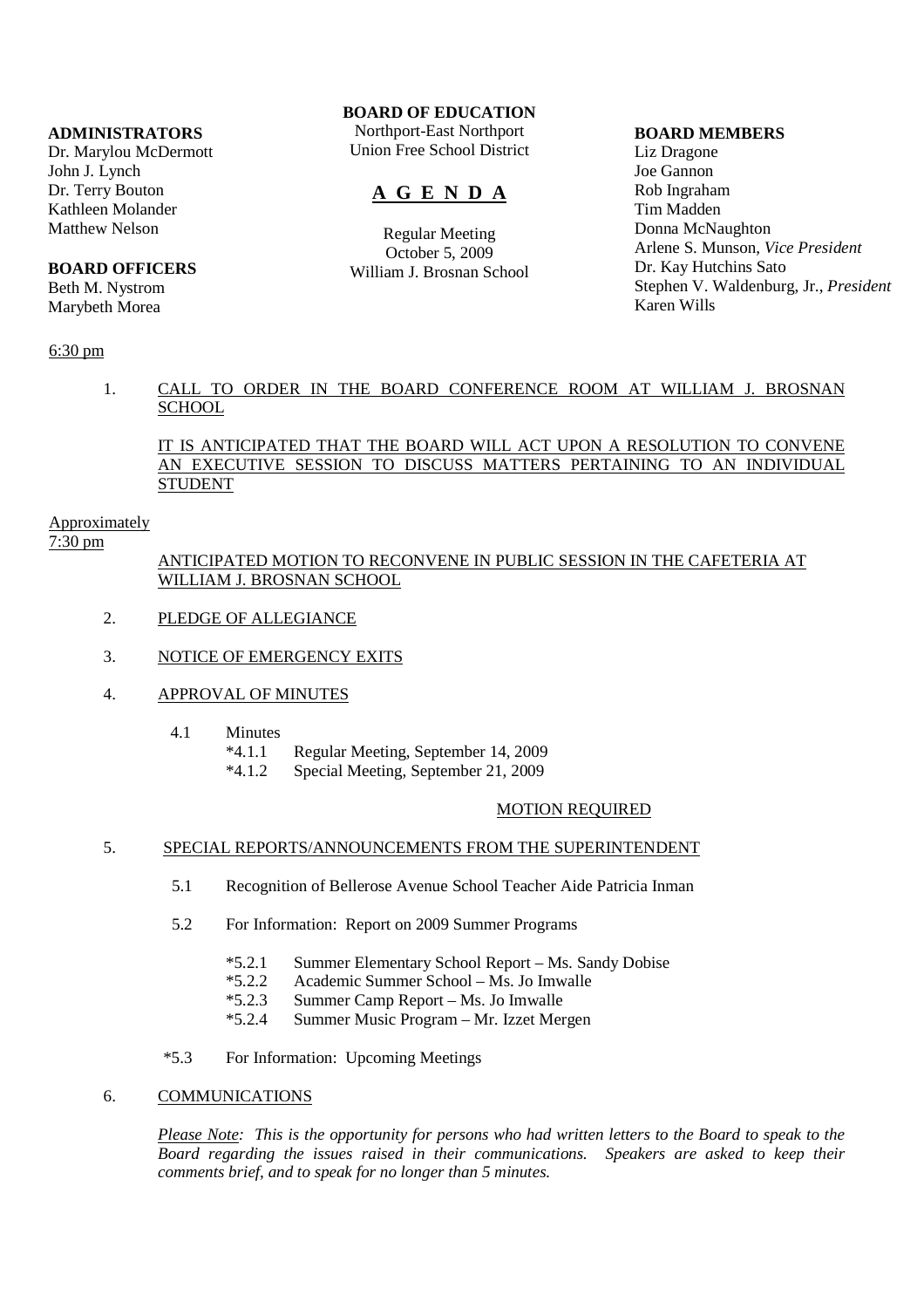**ADMINISTRATORS**
Dr. Marylou McDermott
John J. Lynch
Dr. Terry Bouton
Kathleen Molander
Matthew Nelson

**BOARD OFFICERS**
Beth M. Nystrom
Marybeth Morea

**BOARD OF EDUCATION**
Northport-East Northport
Union Free School District

# A G E N D A

Regular Meeting
October 5, 2009
William J. Brosnan School

**BOARD MEMBERS**
Liz Dragone
Joe Gannon
Rob Ingraham
Tim Madden
Donna McNaughton
Arlene S. Munson, *Vice President*
Dr. Kay Hutchins Sato
Stephen V. Waldenburg, Jr., *President*
Karen Wills

6:30 pm

1. CALL TO ORDER IN THE BOARD CONFERENCE ROOM AT WILLIAM J. BROSNAN SCHOOL

   IT IS ANTICIPATED THAT THE BOARD WILL ACT UPON A RESOLUTION TO CONVENE AN EXECUTIVE SESSION TO DISCUSS MATTERS PERTAINING TO AN INDIVIDUAL STUDENT

Approximately
7:30 pm

ANTICIPATED MOTION TO RECONVENE IN PUBLIC SESSION IN THE CAFETERIA AT WILLIAM J. BROSNAN SCHOOL

2. PLEDGE OF ALLEGIANCE

3. NOTICE OF EMERGENCY EXITS

4. APPROVAL OF MINUTES

   4.1 Minutes
   - *4.1.1 Regular Meeting, September 14, 2009
   - *4.1.2 Special Meeting, September 21, 2009

   MOTION REQUIRED

5. SPECIAL REPORTS/ANNOUNCEMENTS FROM THE SUPERINTENDENT

   5.1 Recognition of Bellerose Avenue School Teacher Aide Patricia Inman

   5.2 For Information: Report on 2009 Summer Programs
   - *5.2.1 Summer Elementary School Report – Ms. Sandy Dobise
   - *5.2.2 Academic Summer School – Ms. Jo Imwalle
   - *5.2.3 Summer Camp Report – Ms. Jo Imwalle
   - *5.2.4 Summer Music Program – Mr. Izzet Mergen

   *5.3 For Information: Upcoming Meetings

6. COMMUNICATIONS

   *Please Note: This is the opportunity for persons who had written letters to the Board to speak to the Board regarding the issues raised in their communications. Speakers are asked to keep their comments brief, and to speak for no longer than 5 minutes.*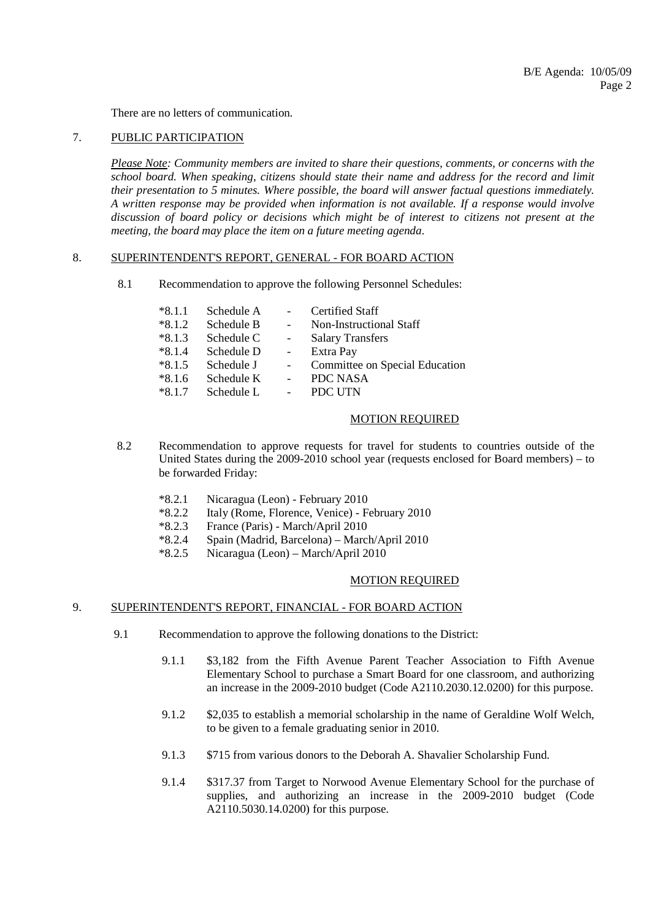There are no letters of communication.

## 7. PUBLIC PARTICIPATION

*Please Note: Community members are invited to share their questions, comments, or concerns with the school board. When speaking, citizens should state their name and address for the record and limit their presentation to 5 minutes. Where possible, the board will answer factual questions immediately. A written response may be provided when information is not available. If a response would involve discussion of board policy or decisions which might be of interest to citizens not present at the meeting, the board may place the item on a future meeting agenda.*

## 8. SUPERINTENDENT'S REPORT, GENERAL - FOR BOARD ACTION

8.1 Recommendation to approve the following Personnel Schedules:

- *8.1.1 Schedule A - Certified Staff
- *8.1.2 Schedule B - Non-Instructional Staff
- *8.1.3 Schedule C - Salary Transfers
- *8.1.4 Schedule D - Extra Pay
- *8.1.5 Schedule J - Committee on Special Education
- *8.1.6 Schedule K - PDC NASA
- *8.1.7 Schedule L - PDC UTN

MOTION REQUIRED

8.2 Recommendation to approve requests for travel for students to countries outside of the United States during the 2009-2010 school year (requests enclosed for Board members) – to be forwarded Friday:

- *8.2.1 Nicaragua (Leon) - February 2010
- *8.2.2 Italy (Rome, Florence, Venice) - February 2010
- *8.2.3 France (Paris) - March/April 2010
- *8.2.4 Spain (Madrid, Barcelona) – March/April 2010
- *8.2.5 Nicaragua (Leon) – March/April 2010

MOTION REQUIRED

## 9. SUPERINTENDENT'S REPORT, FINANCIAL - FOR BOARD ACTION

9.1 Recommendation to approve the following donations to the District:

- 9.1.1 $3,182 from the Fifth Avenue Parent Teacher Association to Fifth Avenue Elementary School to purchase a Smart Board for one classroom, and authorizing an increase in the 2009-2010 budget (Code A2110.2030.12.0200) for this purpose.
- 9.1.2 $2,035 to establish a memorial scholarship in the name of Geraldine Wolf Welch, to be given to a female graduating senior in 2010.
- 9.1.3 $715 from various donors to the Deborah A. Shavalier Scholarship Fund.
- 9.1.4 $317.37 from Target to Norwood Avenue Elementary School for the purchase of supplies, and authorizing an increase in the 2009-2010 budget (Code A2110.5030.14.0200) for this purpose.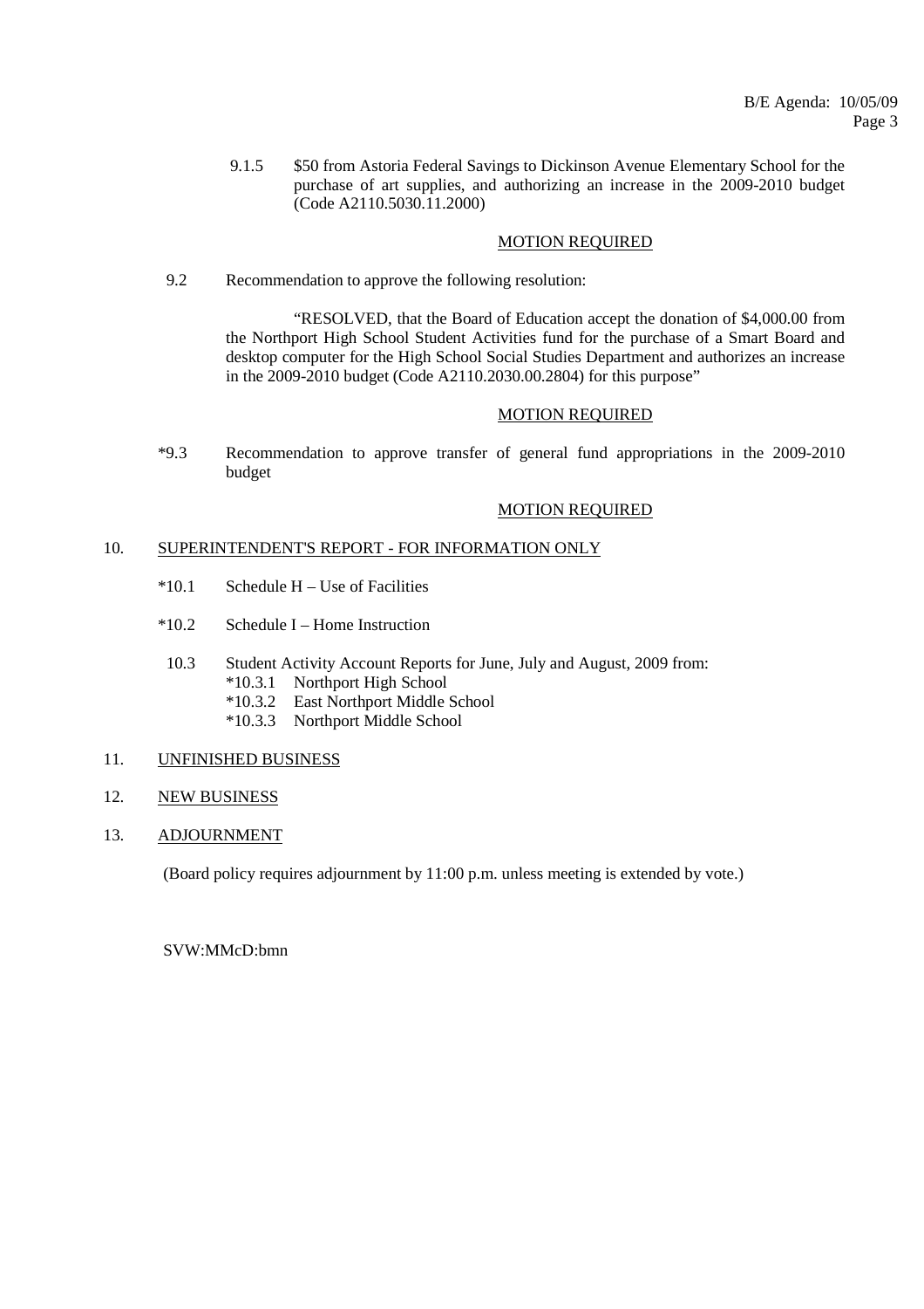9.1.5 $50 from Astoria Federal Savings to Dickinson Avenue Elementary School for the purchase of art supplies, and authorizing an increase in the 2009-2010 budget (Code A2110.5030.11.2000)

MOTION REQUIRED

9.2 Recommendation to approve the following resolution:

"RESOLVED, that the Board of Education accept the donation of $4,000.00 from the Northport High School Student Activities fund for the purchase of a Smart Board and desktop computer for the High School Social Studies Department and authorizes an increase in the 2009-2010 budget (Code A2110.2030.00.2804) for this purpose"

MOTION REQUIRED

*9.3 Recommendation to approve transfer of general fund appropriations in the 2009-2010 budget

MOTION REQUIRED

10. SUPERINTENDENT'S REPORT - FOR INFORMATION ONLY

*10.1 Schedule H – Use of Facilities

*10.2 Schedule I – Home Instruction

10.3 Student Activity Account Reports for June, July and August, 2009 from:
- *10.3.1 Northport High School
- *10.3.2 East Northport Middle School
- *10.3.3 Northport Middle School

11. UNFINISHED BUSINESS

12. NEW BUSINESS

13. ADJOURNMENT

(Board policy requires adjournment by 11:00 p.m. unless meeting is extended by vote.)

SVW:MMcD:bmn